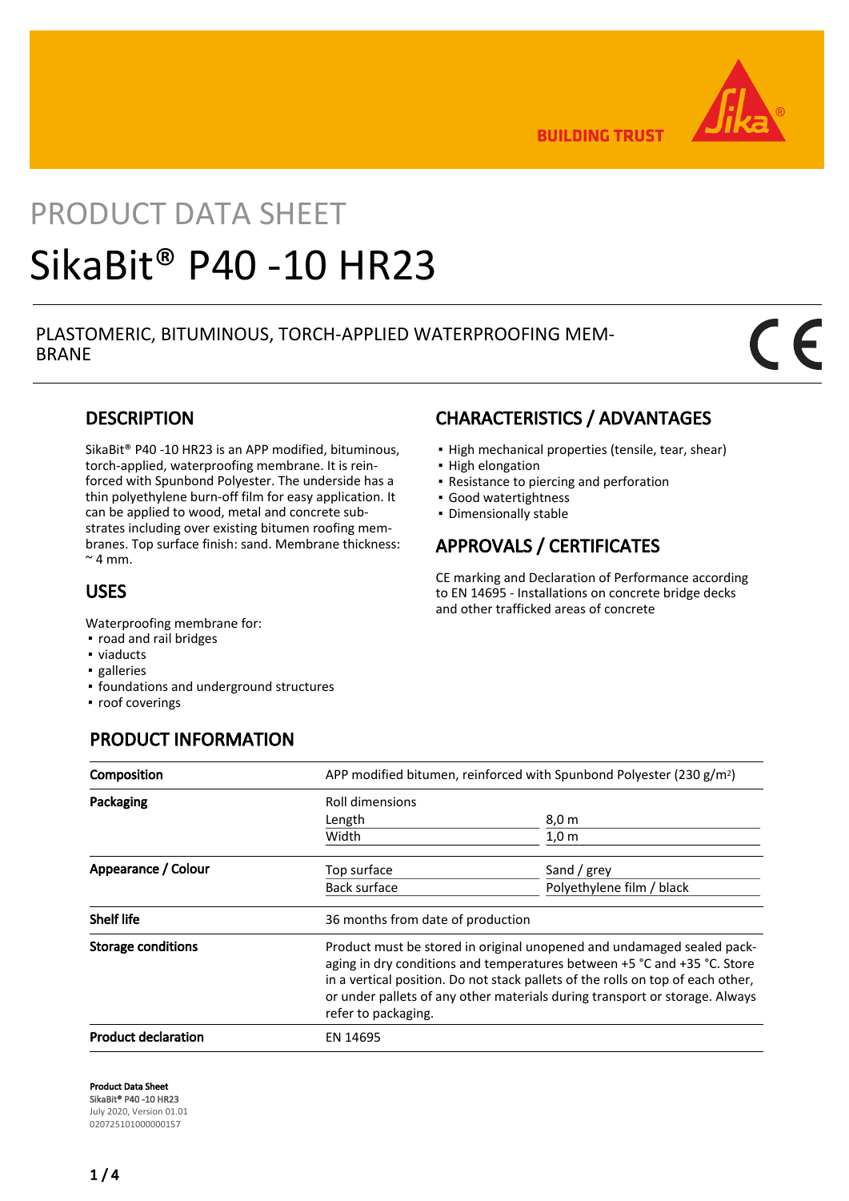# PRODUCT DATA SHEET

# SikaBit® P40 -10 HR23

PLASTOMERIC, BITUMINOUS, TORCH-APPLIED WATERPROOFING MEMBRANE

## DESCRIPTION

SikaBit® P40 -10 HR23 is an APP modified, bituminous, torch-applied, waterproofing membrane. It is reinforced with Spunbond Polyester. The underside has a thin polyethylene burn-off film for easy application. It can be applied to wood, metal and concrete substrates including over existing bitumen roofing membranes. Top surface finish: sand. Membrane thickness: ~ 4 mm.

## USES

Waterproofing membrane for:

- road and rail bridges
- viaducts
- galleries
- foundations and underground structures
- roof coverings

## CHARACTERISTICS / ADVANTAGES

- High mechanical properties (tensile, tear, shear)
- High elongation
- Resistance to piercing and perforation
- Good watertightness
- Dimensionally stable

## APPROVALS / CERTIFICATES

CE marking and Declaration of Performance according to EN 14695 - Installations on concrete bridge decks and other trafficked areas of concrete

## PRODUCT INFORMATION

| | | |
|---|---|---|
| **Composition** | APP modified bitumen, reinforced with Spunbond Polyester (230 g/m²) | |
| **Packaging** | Roll dimensions | |
| | Length | 8,0 m |
| | Width | 1,0 m |
| **Appearance / Colour** | Top surface | Sand / grey |
| | Back surface | Polyethylene film / black |
| **Shelf life** | 36 months from date of production | |
| **Storage conditions** | Product must be stored in original unopened and undamaged sealed packaging in dry conditions and temperatures between +5 °C and +35 °C. Store in a vertical position. Do not stack pallets of the rolls on top of each other, or under pallets of any other materials during transport or storage. Always refer to packaging. | |
| **Product declaration** | EN 14695 | |

**Product Data Sheet**
**SikaBit® P40 -10 HR23**
July 2020, Version 01.01
020725101000000157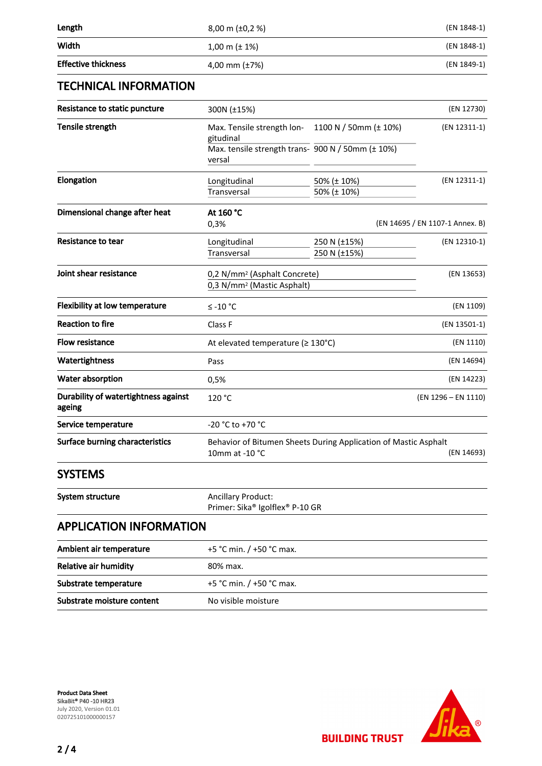| | | |
|---|---|---|
| **Length** | 8,00 m (±0,2 %) | (EN 1848-1) |
| **Width** | 1,00 m (± 1%) | (EN 1848-1) |
| **Effective thickness** | 4,00 mm (±7%) | (EN 1849-1) |

## TECHNICAL INFORMATION

| | | | |
|---|---|---|---|
| **Resistance to static puncture** | 300N (±15%) | | (EN 12730) |
| **Tensile strength** | Max. Tensile strength longitudinal | 1100 N / 50mm (± 10%) | (EN 12311-1) |
| | Max. tensile strength transversal | 900 N / 50mm (± 10%) | |
| **Elongation** | Longitudinal | 50% (± 10%) | (EN 12311-1) |
| | Transversal | 50% (± 10%) | |
| **Dimensional change after heat** | **At 160 °C** 0,3% | | (EN 14695 / EN 1107-1 Annex. B) |
| **Resistance to tear** | Longitudinal | 250 N (±15%) | (EN 12310-1) |
| | Transversal | 250 N (±15%) | |
| **Joint shear resistance** | 0,2 N/mm² (Asphalt Concrete) | | (EN 13653) |
| | 0,3 N/mm² (Mastic Asphalt) | | |
| **Flexibility at low temperature** | ≤ -10 °C | | (EN 1109) |
| **Reaction to fire** | Class F | | (EN 13501-1) |
| **Flow resistance** | At elevated temperature (≥ 130°C) | | (EN 1110) |
| **Watertightness** | Pass | | (EN 14694) |
| **Water absorption** | 0,5% | | (EN 14223) |
| **Durability of watertightness against ageing** | 120 °C | | (EN 1296 – EN 1110) |
| **Service temperature** | -20 °C to +70 °C | | |
| **Surface burning characteristics** | Behavior of Bitumen Sheets During Application of Mastic Asphalt 10mm at -10 °C | | (EN 14693) |

## SYSTEMS

| | |
|---|---|
| **System structure** | Ancillary Product: Primer: Sika® Igolflex® P-10 GR |

## APPLICATION INFORMATION

| | |
|---|---|
| **Ambient air temperature** | +5 °C min. / +50 °C max. |
| **Relative air humidity** | 80% max. |
| **Substrate temperature** | +5 °C min. / +50 °C max. |
| **Substrate moisture content** | No visible moisture |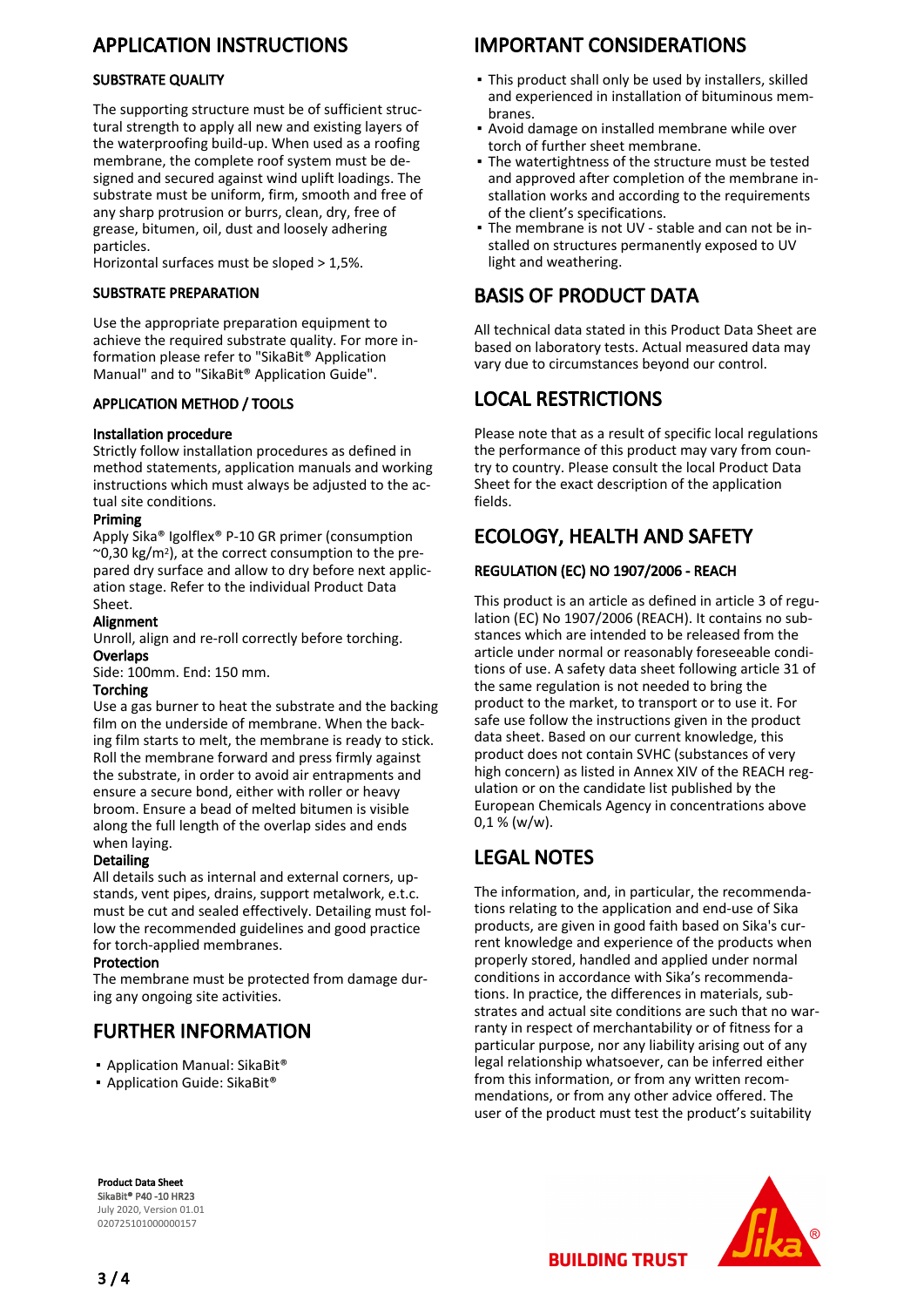## APPLICATION INSTRUCTIONS

### SUBSTRATE QUALITY

The supporting structure must be of sufficient structural strength to apply all new and existing layers of the waterproofing build-up. When used as a roofing membrane, the complete roof system must be designed and secured against wind uplift loadings. The substrate must be uniform, firm, smooth and free of any sharp protrusion or burrs, clean, dry, free of grease, bitumen, oil, dust and loosely adhering particles.
Horizontal surfaces must be sloped > 1,5%.

### SUBSTRATE PREPARATION

Use the appropriate preparation equipment to achieve the required substrate quality. For more information please refer to "SikaBit® Application Manual" and to "SikaBit® Application Guide".

### APPLICATION METHOD / TOOLS

**Installation procedure**
Strictly follow installation procedures as defined in method statements, application manuals and working instructions which must always be adjusted to the actual site conditions.

**Priming**
Apply Sika® Igolflex® P-10 GR primer (consumption ~0,30 kg/m$^2$), at the correct consumption to the prepared dry surface and allow to dry before next application stage. Refer to the individual Product Data Sheet.

**Alignment**
Unroll, align and re-roll correctly before torching.

**Overlaps**
Side: 100mm. End: 150 mm.

**Torching**
Use a gas burner to heat the substrate and the backing film on the underside of membrane. When the backing film starts to melt, the membrane is ready to stick. Roll the membrane forward and press firmly against the substrate, in order to avoid air entrapments and ensure a secure bond, either with roller or heavy broom. Ensure a bead of melted bitumen is visible along the full length of the overlap sides and ends when laying.

**Detailing**
All details such as internal and external corners, upstands, vent pipes, drains, support metalwork, e.t.c. must be cut and sealed effectively. Detailing must follow the recommended guidelines and good practice for torch-applied membranes.

**Protection**
The membrane must be protected from damage during any ongoing site activities.

## FURTHER INFORMATION

- Application Manual: SikaBit®
- Application Guide: SikaBit®

## IMPORTANT CONSIDERATIONS

- This product shall only be used by installers, skilled and experienced in installation of bituminous membranes.
- Avoid damage on installed membrane while over torch of further sheet membrane.
- The watertightness of the structure must be tested and approved after completion of the membrane installation works and according to the requirements of the client's specifications.
- The membrane is not UV - stable and can not be installed on structures permanently exposed to UV light and weathering.

## BASIS OF PRODUCT DATA

All technical data stated in this Product Data Sheet are based on laboratory tests. Actual measured data may vary due to circumstances beyond our control.

## LOCAL RESTRICTIONS

Please note that as a result of specific local regulations the performance of this product may vary from country to country. Please consult the local Product Data Sheet for the exact description of the application fields.

## ECOLOGY, HEALTH AND SAFETY

### REGULATION (EC) NO 1907/2006 - REACH

This product is an article as defined in article 3 of regulation (EC) No 1907/2006 (REACH). It contains no substances which are intended to be released from the article under normal or reasonably foreseeable conditions of use. A safety data sheet following article 31 of the same regulation is not needed to bring the product to the market, to transport or to use it. For safe use follow the instructions given in the product data sheet. Based on our current knowledge, this product does not contain SVHC (substances of very high concern) as listed in Annex XIV of the REACH regulation or on the candidate list published by the European Chemicals Agency in concentrations above 0,1 % (w/w).

## LEGAL NOTES

The information, and, in particular, the recommendations relating to the application and end-use of Sika products, are given in good faith based on Sika's current knowledge and experience of the products when properly stored, handled and applied under normal conditions in accordance with Sika's recommendations. In practice, the differences in materials, substrates and actual site conditions are such that no warranty in respect of merchantability or of fitness for a particular purpose, nor any liability arising out of any legal relationship whatsoever, can be inferred either from this information, or from any written recommendations, or from any other advice offered. The user of the product must test the product's suitability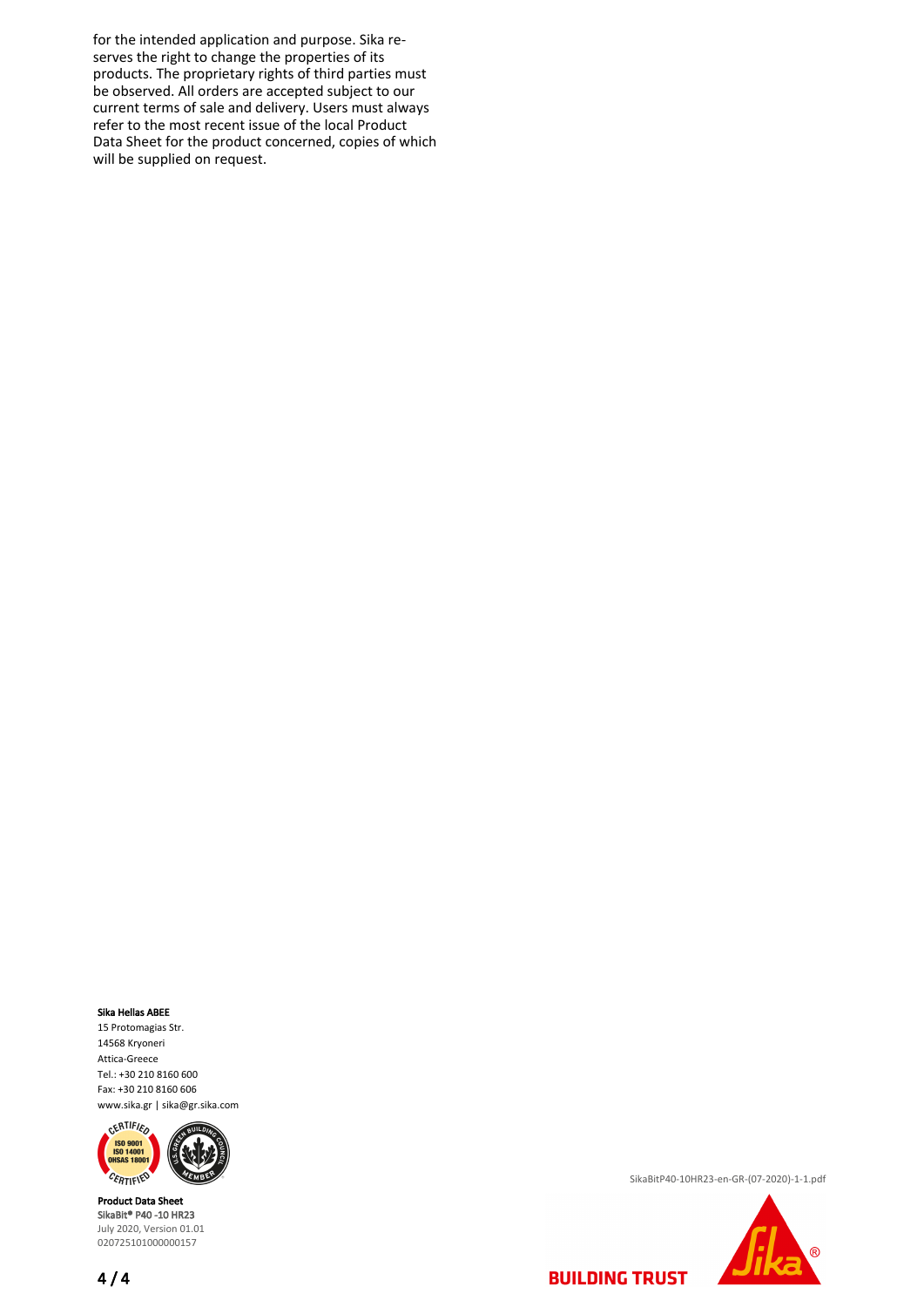for the intended application and purpose. Sika reserves the right to change the properties of its products. The proprietary rights of third parties must be observed. All orders are accepted subject to our current terms of sale and delivery. Users must always refer to the most recent issue of the local Product Data Sheet for the product concerned, copies of which will be supplied on request.

**Sika Hellas ABEE**
15 Protomagias Str.
14568 Kryoneri
Attica-Greece
Tel.: +30 210 8160 600
Fax: +30 210 8160 606
www.sika.gr | sika@gr.sika.com

**Product Data Sheet**
**SikaBit® P40 -10 HR23**
July 2020, Version 01.01
020725101000000157

SikaBitP40-10HR23-en-GR-(07-2020)-1-1.pdf

**BUILDING TRUST**